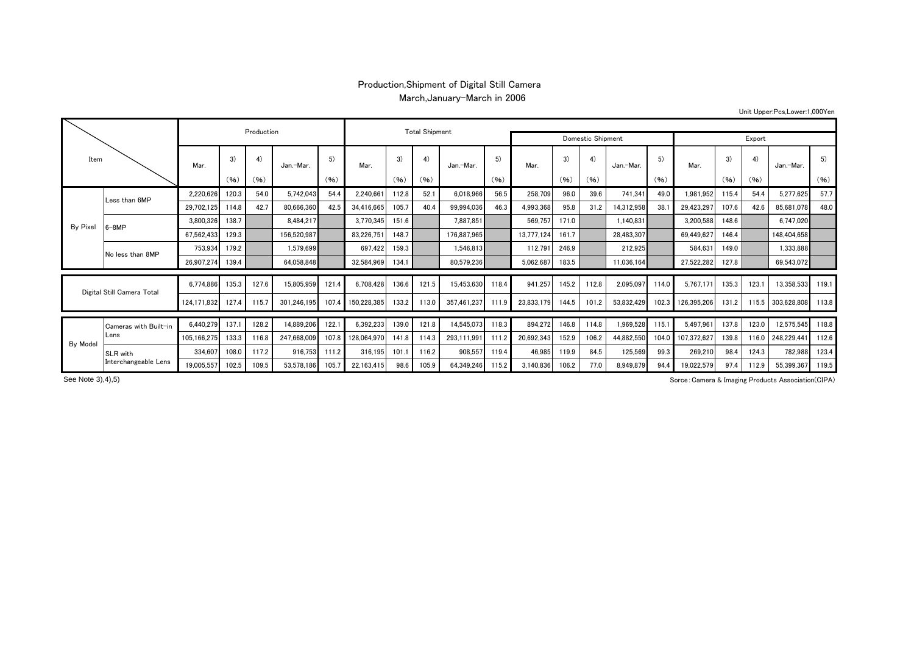# Production,Shipment of Digital Still Camera

## March,January-March in 2006

Unit Upper:Pcs,Lower:1,000Yen

| Item | | Production | | | | | Total Shipment | | | | | Domestic Shipment | | | | | Export | | | | |
|---|---|---|---|---|---|---|---|---|---|---|---|---|---|---|---|---|---|---|---|---|---|
| | | Mar. | 3) (%) | 4) (%) | Jan.-Mar. | 5) (%) | Mar. | 3) (%) | 4) (%) | Jan.-Mar. | 5) (%) | Mar. | 3) (%) | 4) (%) | Jan.-Mar. | 5) (%) | Mar. | 3) (%) | 4) (%) | Jan.-Mar. | 5) (%) |
| By Pixel | Less than 6MP | 2,220,626 | 120.3 | 54.0 | 5,742,043 | 54.4 | 2,240,661 | 112.8 | 52.1 | 6,018,966 | 56.5 | 258,709 | 96.0 | 39.6 | 741,341 | 49.0 | 1,981,952 | 115.4 | 54.4 | 5,277,625 | 57.7 |
| | | 29,702,125 | 114.8 | 42.7 | 80,666,360 | 42.5 | 34,416,665 | 105.7 | 40.4 | 99,994,036 | 46.3 | 4,993,368 | 95.8 | 31.2 | 14,312,958 | 38.1 | 29,423,297 | 107.6 | 42.6 | 85,681,078 | 48.0 |
| | 6-8MP | 3,800,326 | 138.7 | | 8,484,217 | | 3,770,345 | 151.6 | | 7,887,851 | | 569,757 | 171.0 | | 1,140,831 | | 3,200,588 | 148.6 | | 6,747,020 | |
| | | 67,562,433 | 129.3 | | 156,520,987 | | 83,226,751 | 148.7 | | 176,887,965 | | 13,777,124 | 161.7 | | 28,483,307 | | 69,449,627 | 146.4 | | 148,404,658 | |
| | No less than 8MP | 753,934 | 179.2 | | 1,579,699 | | 697,422 | 159.3 | | 1,546,813 | | 112,791 | 246.9 | | 212,925 | | 584,631 | 149.0 | | 1,333,888 | |
| | | 26,907,274 | 139.4 | | 64,058,848 | | 32,584,969 | 134.1 | | 80,579,236 | | 5,062,687 | 183.5 | | 11,036,164 | | 27,522,282 | 127.8 | | 69,543,072 | |
| Digital Still Camera Total | | 6,774,886 | 135.3 | 127.6 | 15,805,959 | 121.4 | 6,708,428 | 136.6 | 121.5 | 15,453,630 | 118.4 | 941,257 | 145.2 | 112.8 | 2,095,097 | 114.0 | 5,767,171 | 135.3 | 123.1 | 13,358,533 | 119.1 |
| | | 124,171,832 | 127.4 | 115.7 | 301,246,195 | 107.4 | 150,228,385 | 133.2 | 113.0 | 357,461,237 | 111.9 | 23,833,179 | 144.5 | 101.2 | 53,832,429 | 102.3 | 126,395,206 | 131.2 | 115.5 | 303,628,808 | 113.8 |
| By Model | Cameras with Built-in Lens | 6,440,279 | 137.1 | 128.2 | 14,889,206 | 122.1 | 6,392,233 | 139.0 | 121.8 | 14,545,073 | 118.3 | 894,272 | 146.8 | 114.8 | 1,969,528 | 115.1 | 5,497,961 | 137.8 | 123.0 | 12,575,545 | 118.8 |
| | | 105,166,275 | 133.3 | 116.8 | 247,668,009 | 107.8 | 128,064,970 | 141.8 | 114.3 | 293,111,991 | 111.2 | 20,692,343 | 152.9 | 106.2 | 44,882,550 | 104.0 | 107,372,627 | 139.8 | 116.0 | 248,229,441 | 112.6 |
| | SLR with Interchangeable Lens | 334,607 | 108.0 | 117.2 | 916,753 | 111.2 | 316,195 | 101.1 | 116.2 | 908,557 | 119.4 | 46,985 | 119.9 | 84.5 | 125,569 | 99.3 | 269,210 | 98.4 | 124.3 | 782,988 | 123.4 |
| | | 19,005,557 | 102.5 | 109.5 | 53,578,186 | 105.7 | 22,163,415 | 98.6 | 105.9 | 64,349,246 | 115.2 | 3,140,836 | 106.2 | 77.0 | 8,949,879 | 94.4 | 19,022,579 | 97.4 | 112.9 | 55,399,367 | 119.5 |

See Note 3),4),5)

Sorce:Camera & Imaging Products Association(CIPA)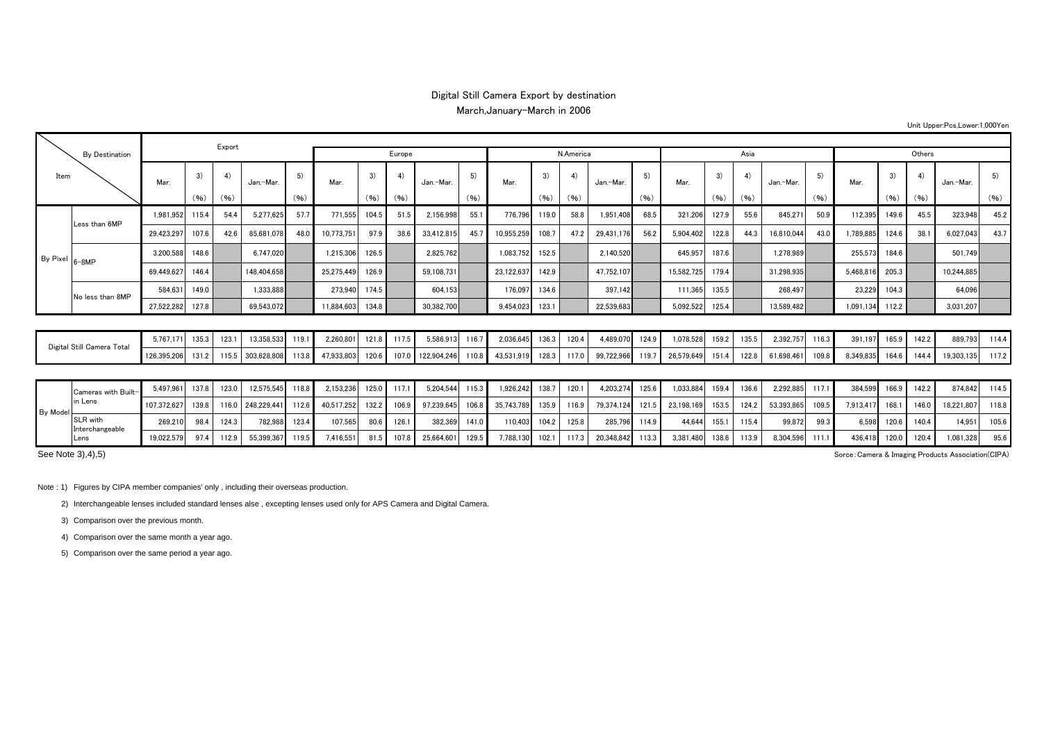# Digital Still Camera Export by destination

March,January-March in 2006

Unit Upper:Pcs,Lower:1,000Yen

| Item | | Export | | | | | Europe | | | | | N.America | | | | | Asia | | | | | Others | | | | |
|---|---|---|---|---|---|---|---|---|---|---|---|---|---|---|---|---|---|---|---|---|---|---|---|---|---|---|
| | | Mar. | 3) (%) | 4) (%) | Jan.-Mar. | 5) (%) | Mar. | 3) (%) | 4) (%) | Jan.-Mar. | 5) (%) | Mar. | 3) (%) | 4) (%) | Jan.-Mar. | 5) (%) | Mar. | 3) (%) | 4) (%) | Jan.-Mar. | 5) (%) | Mar. | 3) (%) | 4) (%) | Jan.-Mar. | 5) (%) |
| By Pixel | Less than 6MP | 1,981,952 | 115.4 | 54.4 | 5,277,625 | 57.7 | 771,555 | 104.5 | 51.5 | 2,156,998 | 55.1 | 776,796 | 119.0 | 58.8 | 1,951,408 | 68.5 | 321,206 | 127.9 | 55.6 | 845,271 | 50.9 | 112,395 | 149.6 | 45.5 | 323,948 | 45.2 |
| | | 29,423,297 | 107.6 | 42.6 | 85,681,078 | 48.0 | 10,773,751 | 97.9 | 38.6 | 33,412,815 | 45.7 | 10,955,259 | 108.7 | 47.2 | 29,431,176 | 56.2 | 5,904,402 | 122.8 | 44.3 | 16,810,044 | 43.0 | 1,789,885 | 124.6 | 38.1 | 6,027,043 | 43.7 |
| | 6-8MP | 3,200,588 | 148.6 | | 6,747,020 | | 1,215,306 | 126.5 | | 2,825,762 | | 1,083,752 | 152.5 | | 2,140,520 | | 645,957 | 187.6 | | 1,278,989 | | 255,573 | 184.6 | | 501,749 | |
| | | 69,449,627 | 146.4 | | 148,404,658 | | 25,275,449 | 126.9 | | 59,108,731 | | 23,122,637 | 142.9 | | 47,752,107 | | 15,582,725 | 179.4 | | 31,298,935 | | 5,468,816 | 205.3 | | 10,244,885 | |
| | No less than 8MP | 584,631 | 149.0 | | 1,333,888 | | 273,940 | 174.5 | | 604,153 | | 176,097 | 134.6 | | 397,142 | | 111,365 | 135.5 | | 268,497 | | 23,229 | 104.3 | | 64,096 | |
| | | 27,522,282 | 127.8 | | 69,543,072 | | 11,884,603 | 134.8 | | 30,382,700 | | 9,454,023 | 123.1 | | 22,539,683 | | 5,092,522 | 125.4 | | 13,589,482 | | 1,091,134 | 112.2 | | 3,031,207 | |
| Digital Still Camera Total | | 5,767,171 | 135.3 | 123.1 | 13,358,533 | 119.1 | 2,260,801 | 121.8 | 117.5 | 5,586,913 | 116.7 | 2,036,645 | 136.3 | 120.4 | 4,489,070 | 124.9 | 1,078,528 | 159.2 | 135.5 | 2,392,757 | 116.3 | 391,197 | 165.9 | 142.2 | 889,793 | 114.4 |
| | | 126,395,206 | 131.2 | 115.5 | 303,628,808 | 113.8 | 47,933,803 | 120.6 | 107.0 | 122,904,246 | 110.8 | 43,531,919 | 128.3 | 117.0 | 99,722,966 | 119.7 | 26,579,649 | 151.4 | 122.8 | 61,698,461 | 109.8 | 8,349,835 | 164.6 | 144.4 | 19,303,135 | 117.2 |
| By Model | Cameras with Built-in Lens | 5,497,961 | 137.8 | 123.0 | 12,575,545 | 118.8 | 2,153,236 | 125.0 | 117.1 | 5,204,544 | 115.3 | 1,926,242 | 138.7 | 120.1 | 4,203,274 | 125.6 | 1,033,884 | 159.4 | 136.6 | 2,292,885 | 117.1 | 384,599 | 166.9 | 142.2 | 874,842 | 114.5 |
| | | 107,372,627 | 139.8 | 116.0 | 248,229,441 | 112.6 | 40,517,252 | 132.2 | 106.9 | 97,239,645 | 106.8 | 35,743,789 | 135.9 | 116.9 | 79,374,124 | 121.5 | 23,198,169 | 153.5 | 124.2 | 53,393,865 | 109.5 | 7,913,417 | 168.1 | 146.0 | 18,221,807 | 118.8 |
| | SLR with Interchangeable Lens | 269,210 | 98.4 | 124.3 | 782,988 | 123.4 | 107,565 | 80.6 | 126.1 | 382,369 | 141.0 | 110,403 | 104.2 | 125.8 | 285,796 | 114.9 | 44,644 | 155.1 | 115.4 | 99,872 | 99.3 | 6,598 | 120.6 | 140.4 | 14,951 | 105.6 |
| | | 19,022,579 | 97.4 | 112.9 | 55,399,367 | 119.5 | 7,416,551 | 81.5 | 107.8 | 25,664,601 | 129.5 | 7,788,130 | 102.1 | 117.3 | 20,348,842 | 113.3 | 3,381,480 | 138.6 | 113.9 | 8,304,596 | 111.1 | 436,418 | 120.0 | 120.4 | 1,081,328 | 95.6 |

See Note 3),4),5)

Sorce:Camera & Imaging Products Association(CIPA)

Note : 1) Figures by CIPA member companies' only , including their overseas production.

2) Interchangeable lenses included standard lenses alse , excepting lenses used only for APS Camera and Digital Camera.

3) Comparison over the previous month.

4) Comparison over the same month a year ago.

5) Comparison over the same period a year ago.